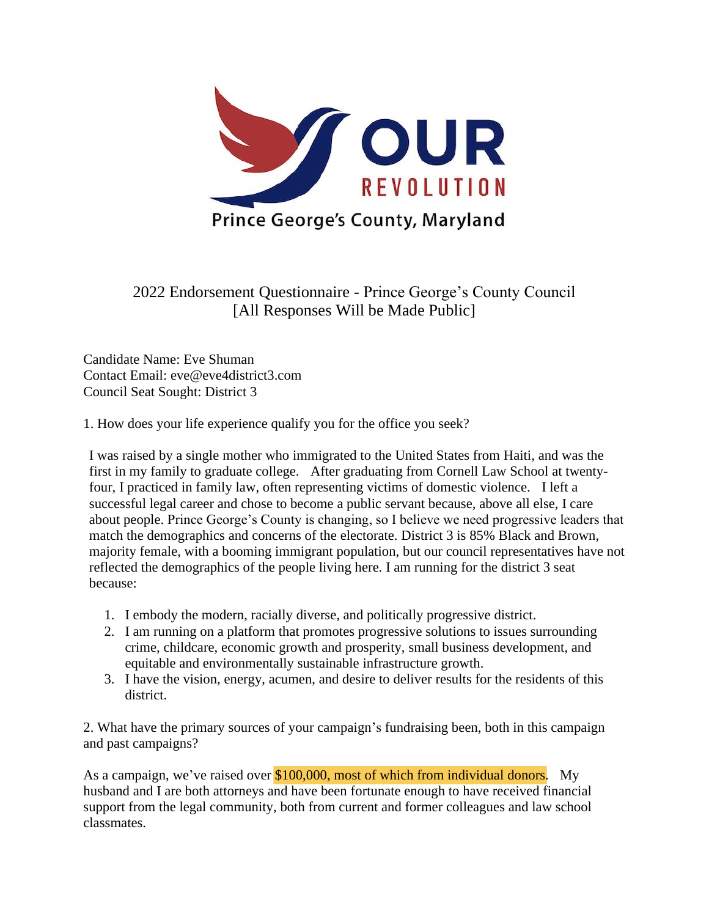OUR REVOLUTION

Prince George's County, Maryland

# 2022 Endorsement Questionnaire - Prince George's County Council
[All Responses Will be Made Public]

Candidate Name: Eve Shuman
Contact Email: eve@eve4district3.com
Council Seat Sought: District 3

1. How does your life experience qualify you for the office you seek?

I was raised by a single mother who immigrated to the United States from Haiti, and was the first in my family to graduate college. After graduating from Cornell Law School at twenty-four, I practiced in family law, often representing victims of domestic violence. I left a successful legal career and chose to become a public servant because, above all else, I care about people. Prince George's County is changing, so I believe we need progressive leaders that match the demographics and concerns of the electorate. District 3 is 85% Black and Brown, majority female, with a booming immigrant population, but our council representatives have not reflected the demographics of the people living here. I am running for the district 3 seat because:

1. I embody the modern, racially diverse, and politically progressive district.
2. I am running on a platform that promotes progressive solutions to issues surrounding crime, childcare, economic growth and prosperity, small business development, and equitable and environmentally sustainable infrastructure growth.
3. I have the vision, energy, acumen, and desire to deliver results for the residents of this district.

2. What have the primary sources of your campaign's fundraising been, both in this campaign and past campaigns?

As a campaign, we've raised over $100,000, most of which from individual donors. My husband and I are both attorneys and have been fortunate enough to have received financial support from the legal community, both from current and former colleagues and law school classmates.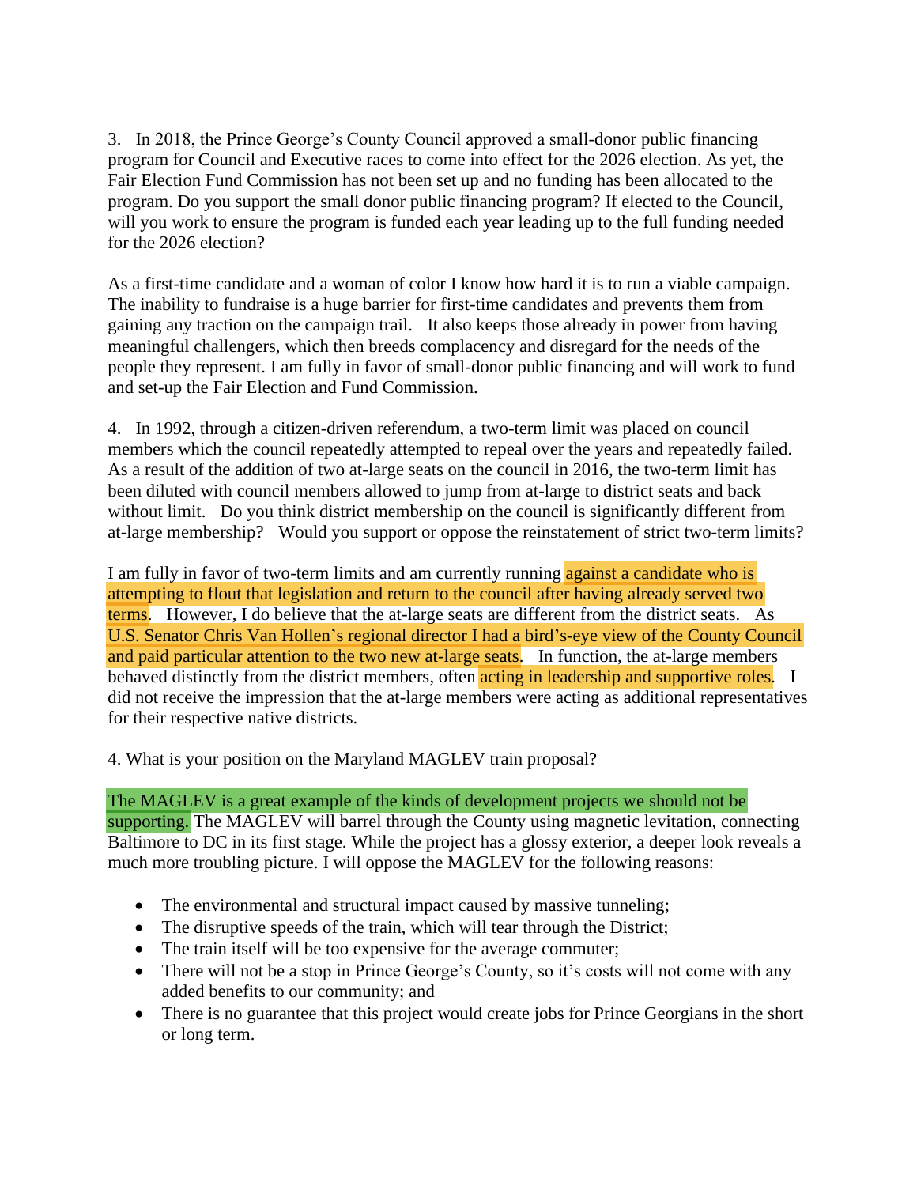3. In 2018, the Prince George's County Council approved a small-donor public financing program for Council and Executive races to come into effect for the 2026 election. As yet, the Fair Election Fund Commission has not been set up and no funding has been allocated to the program. Do you support the small donor public financing program? If elected to the Council, will you work to ensure the program is funded each year leading up to the full funding needed for the 2026 election?

As a first-time candidate and a woman of color I know how hard it is to run a viable campaign. The inability to fundraise is a huge barrier for first-time candidates and prevents them from gaining any traction on the campaign trail. It also keeps those already in power from having meaningful challengers, which then breeds complacency and disregard for the needs of the people they represent. I am fully in favor of small-donor public financing and will work to fund and set-up the Fair Election and Fund Commission.

4. In 1992, through a citizen-driven referendum, a two-term limit was placed on council members which the council repeatedly attempted to repeal over the years and repeatedly failed. As a result of the addition of two at-large seats on the council in 2016, the two-term limit has been diluted with council members allowed to jump from at-large to district seats and back without limit. Do you think district membership on the council is significantly different from at-large membership? Would you support or oppose the reinstatement of strict two-term limits?

I am fully in favor of two-term limits and am currently running against a candidate who is attempting to flout that legislation and return to the council after having already served two terms. However, I do believe that the at-large seats are different from the district seats. As U.S. Senator Chris Van Hollen's regional director I had a bird's-eye view of the County Council and paid particular attention to the two new at-large seats. In function, the at-large members behaved distinctly from the district members, often acting in leadership and supportive roles. I did not receive the impression that the at-large members were acting as additional representatives for their respective native districts.

4. What is your position on the Maryland MAGLEV train proposal?

The MAGLEV is a great example of the kinds of development projects we should not be supporting. The MAGLEV will barrel through the County using magnetic levitation, connecting Baltimore to DC in its first stage. While the project has a glossy exterior, a deeper look reveals a much more troubling picture. I will oppose the MAGLEV for the following reasons:

- The environmental and structural impact caused by massive tunneling;
- The disruptive speeds of the train, which will tear through the District;
- The train itself will be too expensive for the average commuter;
- There will not be a stop in Prince George's County, so it's costs will not come with any added benefits to our community; and
- There is no guarantee that this project would create jobs for Prince Georgians in the short or long term.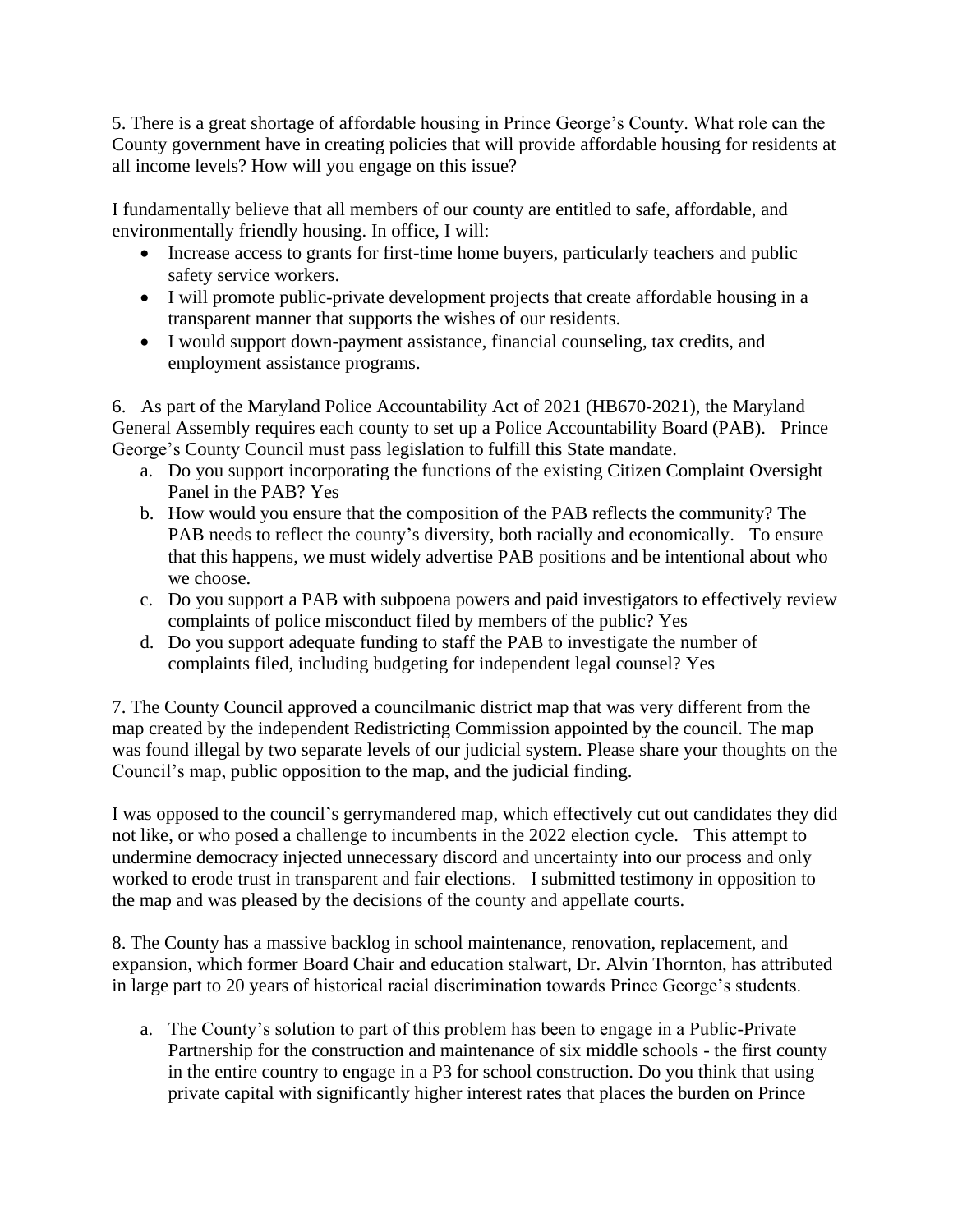5. There is a great shortage of affordable housing in Prince George's County. What role can the County government have in creating policies that will provide affordable housing for residents at all income levels? How will you engage on this issue?

I fundamentally believe that all members of our county are entitled to safe, affordable, and environmentally friendly housing. In office, I will:

- Increase access to grants for first-time home buyers, particularly teachers and public safety service workers.
- I will promote public-private development projects that create affordable housing in a transparent manner that supports the wishes of our residents.
- I would support down-payment assistance, financial counseling, tax credits, and employment assistance programs.

6. As part of the Maryland Police Accountability Act of 2021 (HB670-2021), the Maryland General Assembly requires each county to set up a Police Accountability Board (PAB). Prince George's County Council must pass legislation to fulfill this State mandate.

a. Do you support incorporating the functions of the existing Citizen Complaint Oversight Panel in the PAB? Yes
b. How would you ensure that the composition of the PAB reflects the community? The PAB needs to reflect the county's diversity, both racially and economically. To ensure that this happens, we must widely advertise PAB positions and be intentional about who we choose.
c. Do you support a PAB with subpoena powers and paid investigators to effectively review complaints of police misconduct filed by members of the public? Yes
d. Do you support adequate funding to staff the PAB to investigate the number of complaints filed, including budgeting for independent legal counsel? Yes

7. The County Council approved a councilmanic district map that was very different from the map created by the independent Redistricting Commission appointed by the council. The map was found illegal by two separate levels of our judicial system. Please share your thoughts on the Council's map, public opposition to the map, and the judicial finding.

I was opposed to the council's gerrymandered map, which effectively cut out candidates they did not like, or who posed a challenge to incumbents in the 2022 election cycle. This attempt to undermine democracy injected unnecessary discord and uncertainty into our process and only worked to erode trust in transparent and fair elections. I submitted testimony in opposition to the map and was pleased by the decisions of the county and appellate courts.

8. The County has a massive backlog in school maintenance, renovation, replacement, and expansion, which former Board Chair and education stalwart, Dr. Alvin Thornton, has attributed in large part to 20 years of historical racial discrimination towards Prince George's students.

a. The County's solution to part of this problem has been to engage in a Public-Private Partnership for the construction and maintenance of six middle schools - the first county in the entire country to engage in a P3 for school construction. Do you think that using private capital with significantly higher interest rates that places the burden on Prince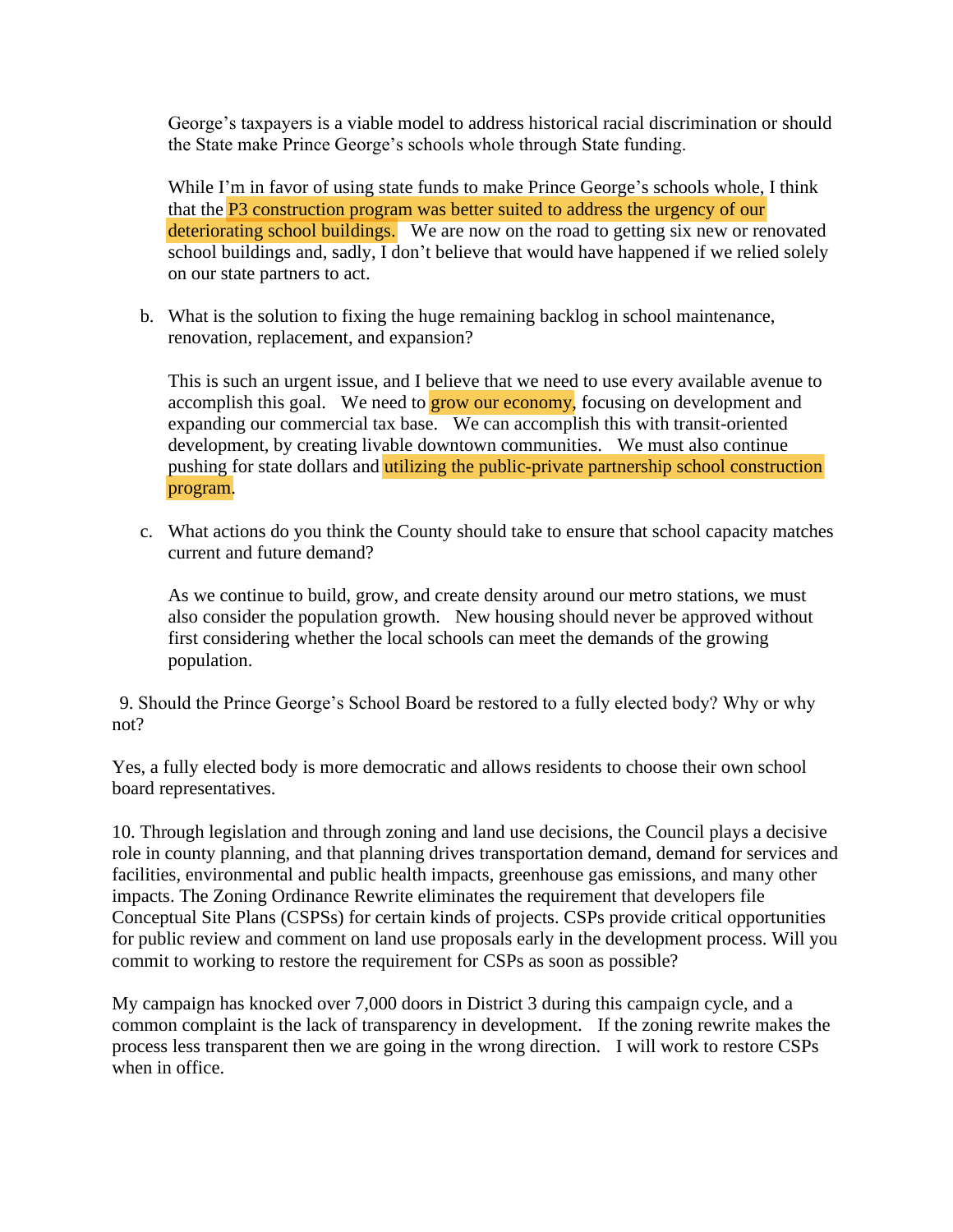George's taxpayers is a viable model to address historical racial discrimination or should the State make Prince George's schools whole through State funding.

While I'm in favor of using state funds to make Prince George's schools whole, I think that the P3 construction program was better suited to address the urgency of our deteriorating school buildings. We are now on the road to getting six new or renovated school buildings and, sadly, I don't believe that would have happened if we relied solely on our state partners to act.

b. What is the solution to fixing the huge remaining backlog in school maintenance, renovation, replacement, and expansion?

This is such an urgent issue, and I believe that we need to use every available avenue to accomplish this goal. We need to grow our economy, focusing on development and expanding our commercial tax base. We can accomplish this with transit-oriented development, by creating livable downtown communities. We must also continue pushing for state dollars and utilizing the public-private partnership school construction program.

c. What actions do you think the County should take to ensure that school capacity matches current and future demand?

As we continue to build, grow, and create density around our metro stations, we must also consider the population growth. New housing should never be approved without first considering whether the local schools can meet the demands of the growing population.

9. Should the Prince George's School Board be restored to a fully elected body? Why or why not?

Yes, a fully elected body is more democratic and allows residents to choose their own school board representatives.

10. Through legislation and through zoning and land use decisions, the Council plays a decisive role in county planning, and that planning drives transportation demand, demand for services and facilities, environmental and public health impacts, greenhouse gas emissions, and many other impacts. The Zoning Ordinance Rewrite eliminates the requirement that developers file Conceptual Site Plans (CSPSs) for certain kinds of projects. CSPs provide critical opportunities for public review and comment on land use proposals early in the development process. Will you commit to working to restore the requirement for CSPs as soon as possible?

My campaign has knocked over 7,000 doors in District 3 during this campaign cycle, and a common complaint is the lack of transparency in development. If the zoning rewrite makes the process less transparent then we are going in the wrong direction. I will work to restore CSPs when in office.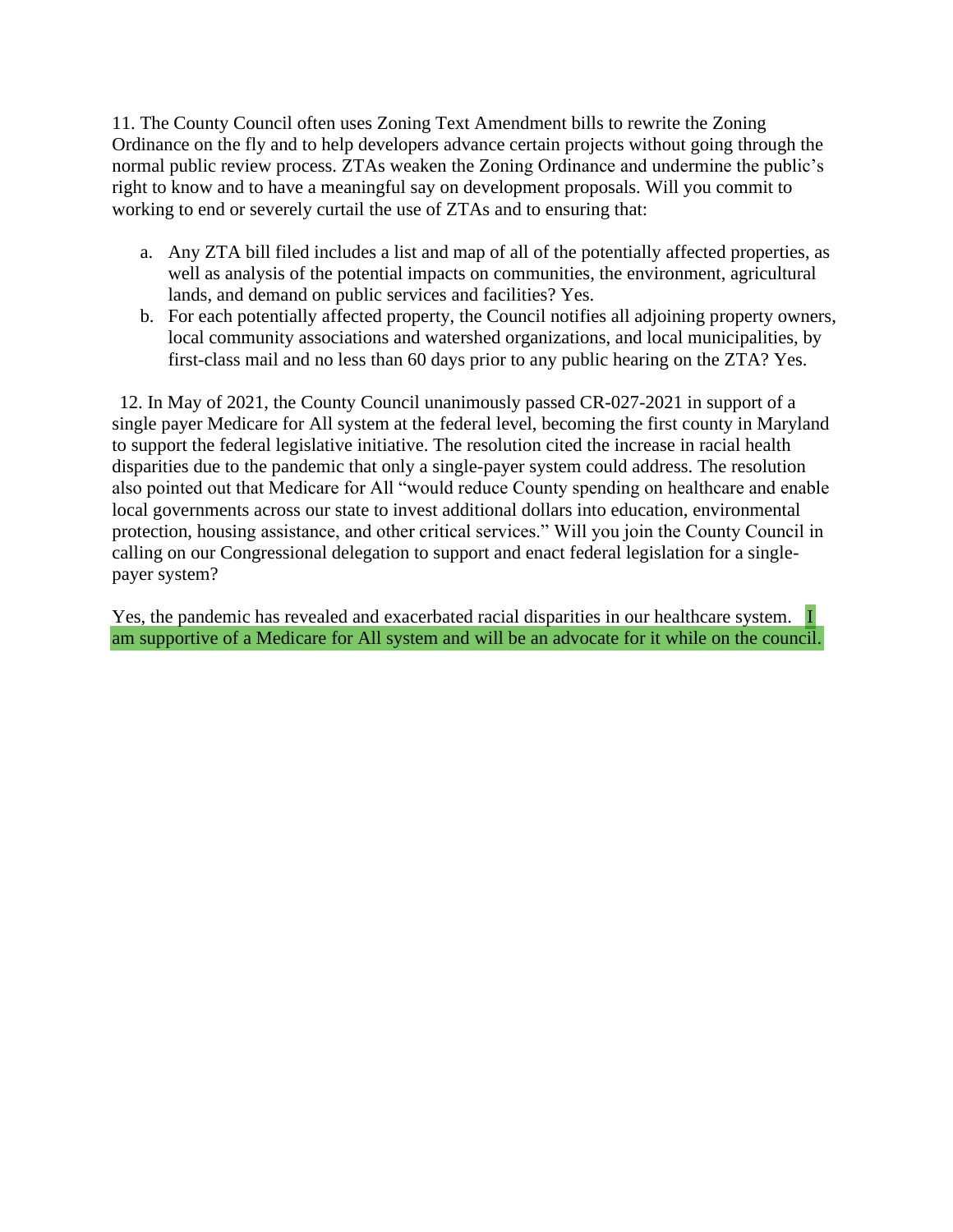11. The County Council often uses Zoning Text Amendment bills to rewrite the Zoning Ordinance on the fly and to help developers advance certain projects without going through the normal public review process. ZTAs weaken the Zoning Ordinance and undermine the public's right to know and to have a meaningful say on development proposals. Will you commit to working to end or severely curtail the use of ZTAs and to ensuring that:

a. Any ZTA bill filed includes a list and map of all of the potentially affected properties, as well as analysis of the potential impacts on communities, the environment, agricultural lands, and demand on public services and facilities? Yes.
b. For each potentially affected property, the Council notifies all adjoining property owners, local community associations and watershed organizations, and local municipalities, by first-class mail and no less than 60 days prior to any public hearing on the ZTA? Yes.

12. In May of 2021, the County Council unanimously passed CR-027-2021 in support of a single payer Medicare for All system at the federal level, becoming the first county in Maryland to support the federal legislative initiative. The resolution cited the increase in racial health disparities due to the pandemic that only a single-payer system could address. The resolution also pointed out that Medicare for All "would reduce County spending on healthcare and enable local governments across our state to invest additional dollars into education, environmental protection, housing assistance, and other critical services." Will you join the County Council in calling on our Congressional delegation to support and enact federal legislation for a single-payer system?

Yes, the pandemic has revealed and exacerbated racial disparities in our healthcare system. I am supportive of a Medicare for All system and will be an advocate for it while on the council.